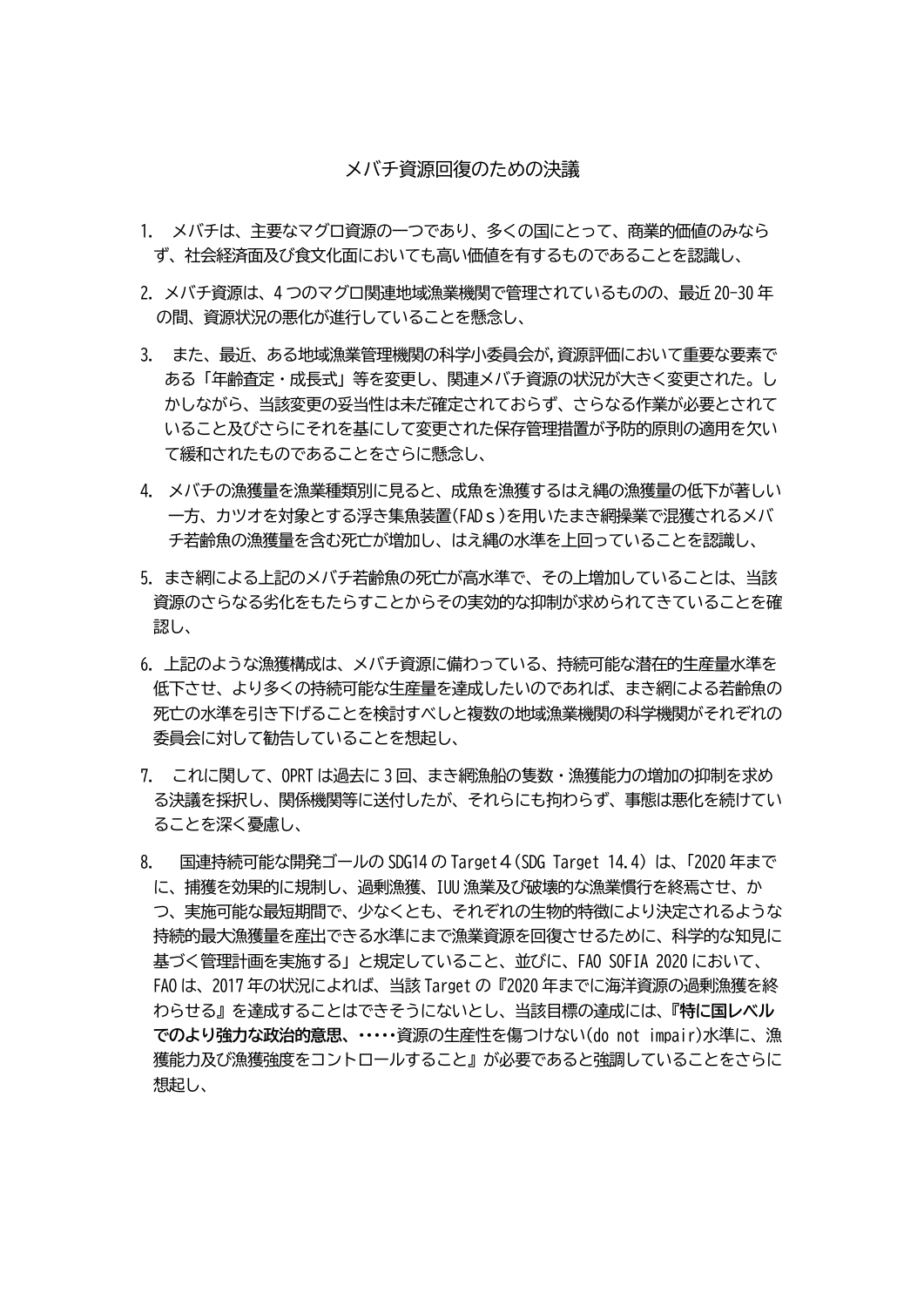# メバチ資源回復のための決議

1. メバチは、主要なマグロ資源の一つであり、多くの国にとって、商業的価値のみならず、社会経済面及び食文化面においても高い価値を有するものであることを認識し、

2. メバチ資源は、4つのマグロ関連地域漁業機関で管理されているものの、最近20-30年の間、資源状況の悪化が進行していることを懸念し、

3. また、最近、ある地域漁業管理機関の科学小委員会が,資源評価において重要な要素である「年齢査定・成長式」等を変更し、関連メバチ資源の状況が大きく変更された。しかしながら、当該変更の妥当性は未だ確定されておらず、さらなる作業が必要とされていること及びさらにそれを基にして変更された保存管理措置が予防的原則の適用を欠いて緩和されたものであることをさらに懸念し、

4. メバチの漁獲量を漁業種類別に見ると、成魚を漁獲するはえ縄の漁獲量の低下が著しい一方、カツオを対象とする浮き集魚装置(FADｓ)を用いたまき網操業で混獲されるメバチ若齢魚の漁獲量を含む死亡が増加し、はえ縄の水準を上回っていることを認識し、

5. まき網による上記のメバチ若齢魚の死亡が高水準で、その上増加していることは、当該資源のさらなる劣化をもたらすことからその実効的な抑制が求められてきていることを確認し、

6. 上記のような漁獲構成は、メバチ資源に備わっている、持続可能な潜在的生産量水準を低下させ、より多くの持続可能な生産量を達成したいのであれば、まき網による若齢魚の死亡の水準を引き下げることを検討すべしと複数の地域漁業機関の科学機関がそれぞれの委員会に対して勧告していることを想起し、

7. これに関して、OPRTは過去に3回、まき網漁船の隻数・漁獲能力の増加の抑制を求める決議を採択し、関係機関等に送付したが、それらにも拘わらず、事態は悪化を続けていることを深く憂慮し、

8. 国連持続可能な開発ゴールのSDG14のTarget４(SDG Target 14.4) は、「2020年までに、捕獲を効果的に規制し、過剰漁獲、IUU漁業及び破壊的な漁業慣行を終焉させ、かつ、実施可能な最短期間で、少なくとも、それぞれの生物的特徴により決定されるような持続的最大漁獲量を産出できる水準にまで漁業資源を回復させるために、科学的な知見に基づく管理計画を実施する」と規定していること、並びに、FAO SOFIA 2020において、FAOは、2017年の状況によれば、当該Targetの『2020年までに海洋資源の過剰漁獲を終わらせる』を達成することはできそうにないとし、当該目標の達成には、**『特に国レベルでのより強力な政治的意思、**‥‥‥資源の生産性を傷つけない(do not impair)水準に、漁獲能力及び漁獲強度をコントロールすること』が必要であると強調していることをさらに想起し、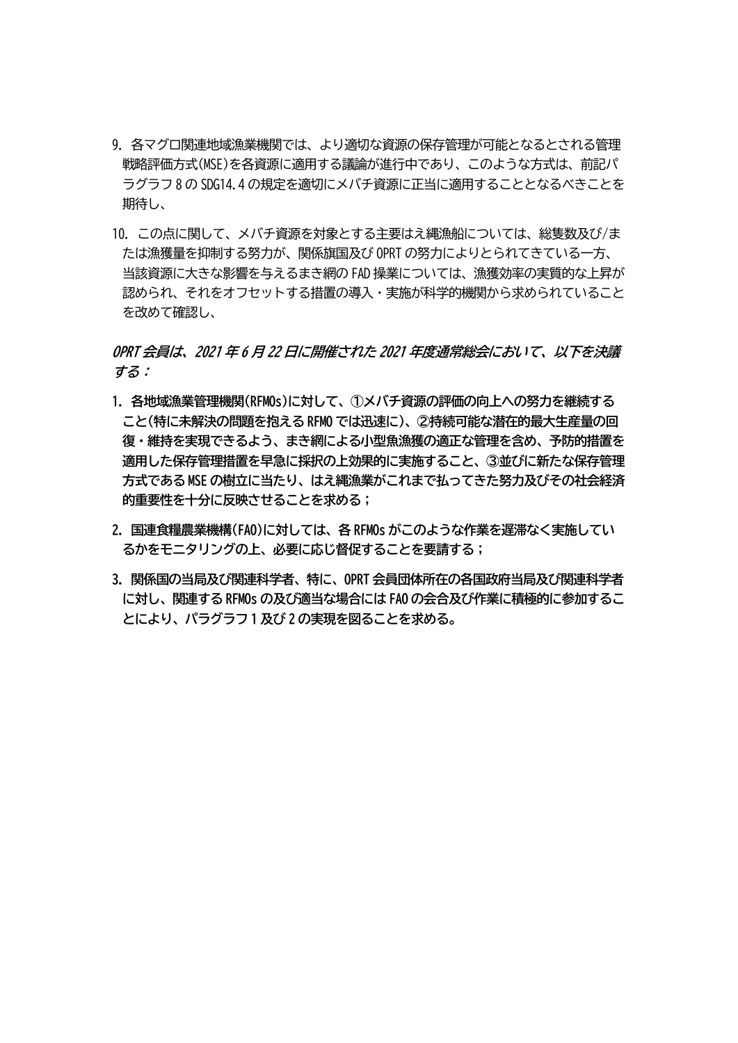9. 各マグロ関連地域漁業機関では、より適切な資源の保存管理が可能となるとされる管理戦略評価方式(MSE)を各資源に適用する議論が進行中であり、このような方式は、前記パラグラフ 8 の SDG14.4 の規定を適切にメバチ資源に正当に適用することとなるべきことを期待し、

10. この点に関して、メバチ資源を対象とする主要はえ縄漁船については、総隻数及び/または漁獲量を抑制する努力が、関係旗国及び OPRT の努力によりとられてきている一方、当該資源に大きな影響を与えるまき網の FAD 操業については、漁獲効率の実質的な上昇が認められ、それをオフセットする措置の導入・実施が科学的機関から求められていることを改めて確認し、

*OPRT 会員は、2021 年 6 月 22 日に開催された 2021 年度通常総会において、以下を決議する：*

**1. 各地域漁業管理機関(RFMOs)に対して、①メバチ資源の評価の向上への努力を継続すること(特に未解決の問題を抱える RFMO では迅速に)、②持続可能な潜在的最大生産量の回復・維持を実現できるよう、まき網による小型魚漁獲の適正な管理を含め、予防的措置を適用した保存管理措置を早急に採択の上効果的に実施すること、③並びに新たな保存管理方式である MSE の樹立に当たり、はえ縄漁業がこれまで払ってきた努力及びその社会経済的重要性を十分に反映させることを求める；**

**2. 国連食糧農業機構(FAO)に対しては、各 RFMOs がこのような作業を遅滞なく実施しているかをモニタリングの上、必要に応じ督促することを要請する；**

**3. 関係国の当局及び関連科学者、特に、OPRT 会員団体所在の各国政府当局及び関連科学者に対し、関連する RFMOs の及び適当な場合には FAO の会合及び作業に積極的に参加することにより、パラグラフ 1 及び 2 の実現を図ることを求める。**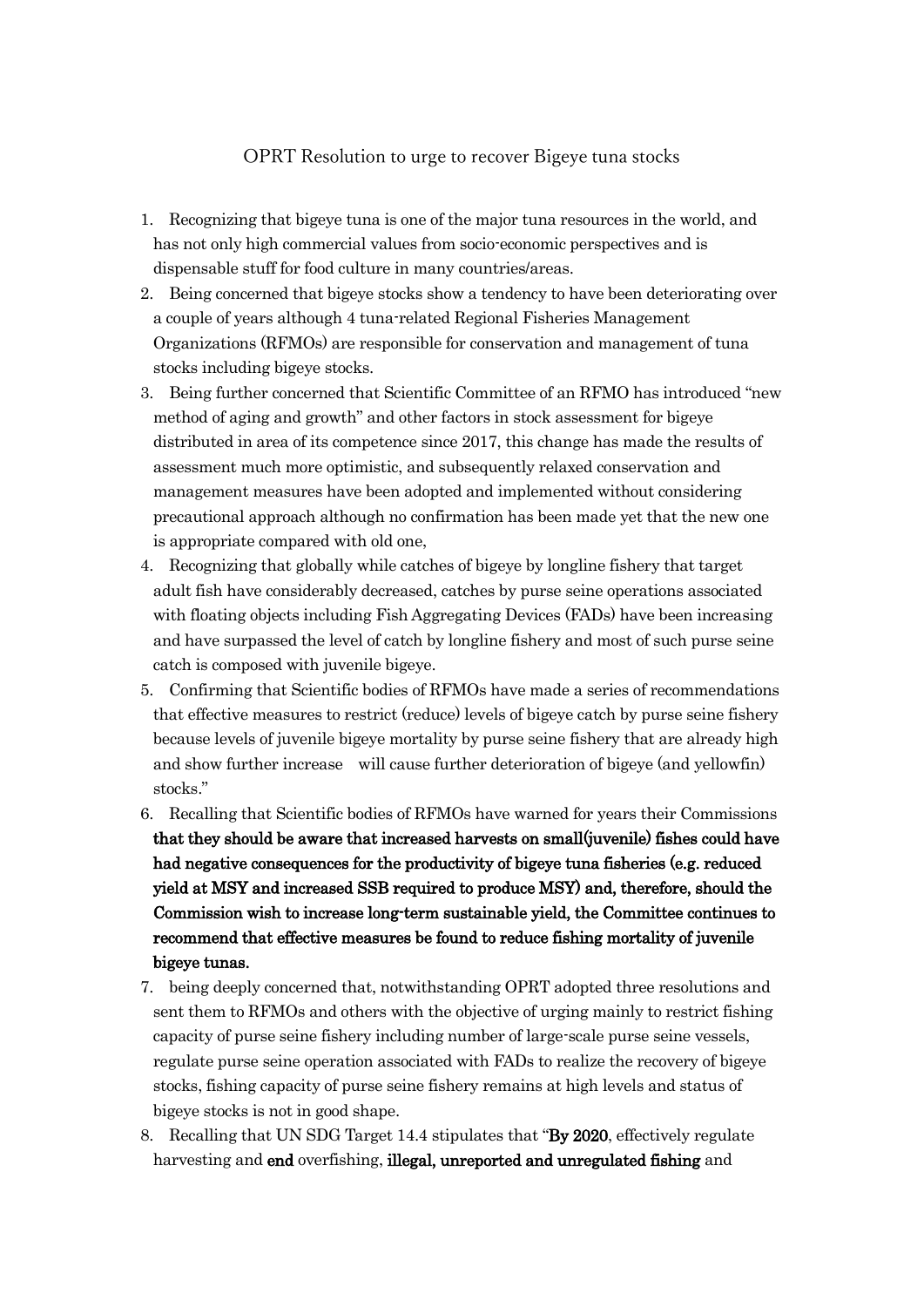OPRT Resolution to urge to recover Bigeye tuna stocks

1. Recognizing that bigeye tuna is one of the major tuna resources in the world, and has not only high commercial values from socio-economic perspectives and is dispensable stuff for food culture in many countries/areas.
2. Being concerned that bigeye stocks show a tendency to have been deteriorating over a couple of years although 4 tuna-related Regional Fisheries Management Organizations (RFMOs) are responsible for conservation and management of tuna stocks including bigeye stocks.
3. Being further concerned that Scientific Committee of an RFMO has introduced "new method of aging and growth" and other factors in stock assessment for bigeye distributed in area of its competence since 2017, this change has made the results of assessment much more optimistic, and subsequently relaxed conservation and management measures have been adopted and implemented without considering precautional approach although no confirmation has been made yet that the new one is appropriate compared with old one,
4. Recognizing that globally while catches of bigeye by longline fishery that target adult fish have considerably decreased, catches by purse seine operations associated with floating objects including Fish Aggregating Devices (FADs) have been increasing and have surpassed the level of catch by longline fishery and most of such purse seine catch is composed with juvenile bigeye.
5. Confirming that Scientific bodies of RFMOs have made a series of recommendations that effective measures to restrict (reduce) levels of bigeye catch by purse seine fishery because levels of juvenile bigeye mortality by purse seine fishery that are already high and show further increase will cause further deterioration of bigeye (and yellowfin) stocks."
6. Recalling that Scientific bodies of RFMOs have warned for years their Commissions **that they should be aware that increased harvests on small(juvenile) fishes could have had negative consequences for the productivity of bigeye tuna fisheries (e.g. reduced yield at MSY and increased SSB required to produce MSY) and, therefore, should the Commission wish to increase long-term sustainable yield, the Committee continues to recommend that effective measures be found to reduce fishing mortality of juvenile bigeye tunas.**
7. being deeply concerned that, notwithstanding OPRT adopted three resolutions and sent them to RFMOs and others with the objective of urging mainly to restrict fishing capacity of purse seine fishery including number of large-scale purse seine vessels, regulate purse seine operation associated with FADs to realize the recovery of bigeye stocks, fishing capacity of purse seine fishery remains at high levels and status of bigeye stocks is not in good shape.
8. Recalling that UN SDG Target 14.4 stipulates that "**By 2020**, effectively regulate harvesting and **end** overfishing, **illegal, unreported and unregulated fishing** and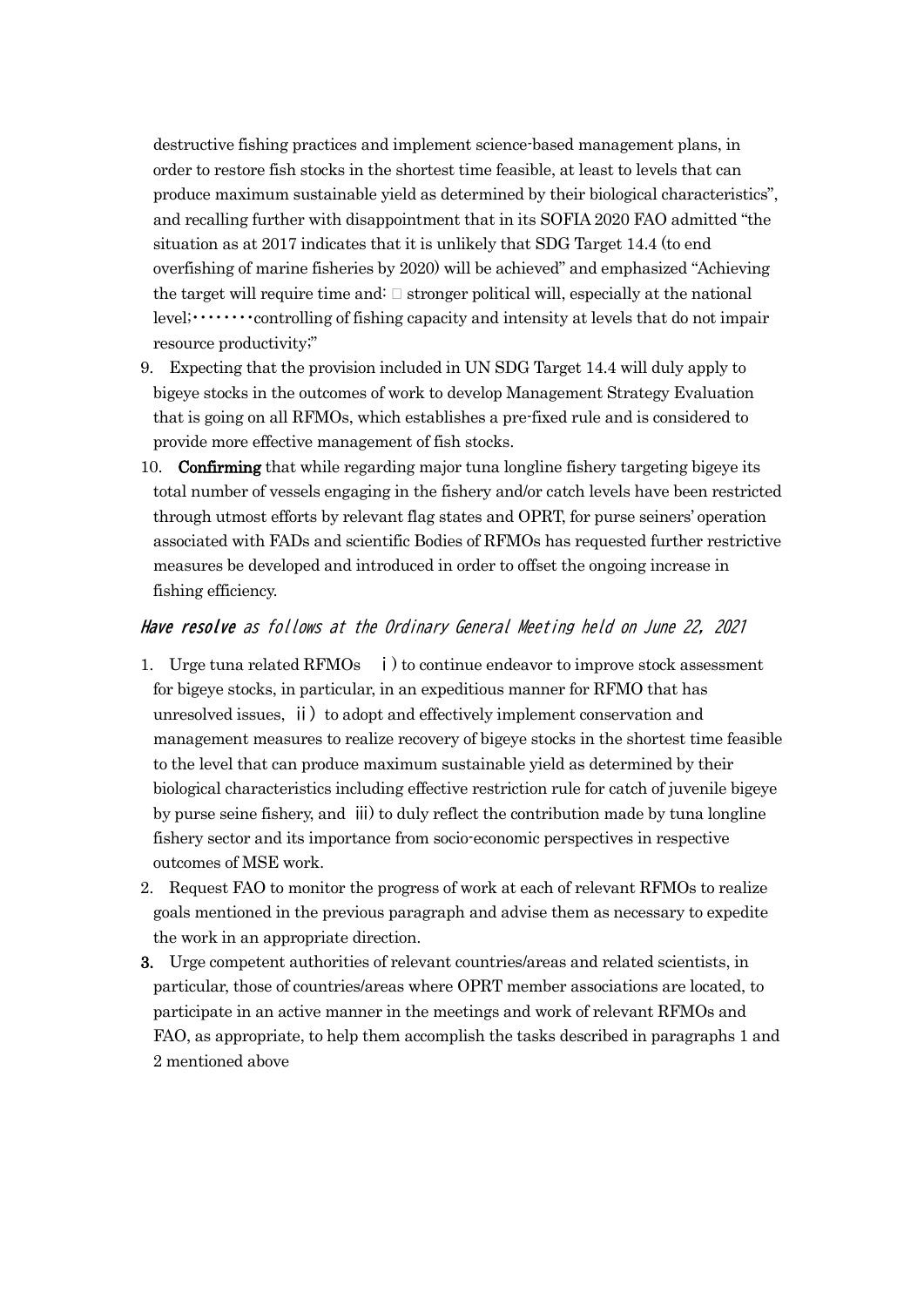destructive fishing practices and implement science-based management plans, in order to restore fish stocks in the shortest time feasible, at least to levels that can produce maximum sustainable yield as determined by their biological characteristics", and recalling further with disappointment that in its SOFIA 2020 FAO admitted "the situation as at 2017 indicates that it is unlikely that SDG Target 14.4 (to end overfishing of marine fisheries by 2020) will be achieved" and emphasized "Achieving the target will require time and:  stronger political will, especially at the national level;········controlling of fishing capacity and intensity at levels that do not impair resource productivity;"

9. Expecting that the provision included in UN SDG Target 14.4 will duly apply to bigeye stocks in the outcomes of work to develop Management Strategy Evaluation that is going on all RFMOs, which establishes a pre-fixed rule and is considered to provide more effective management of fish stocks.
10. **Confirming** that while regarding major tuna longline fishery targeting bigeye its total number of vessels engaging in the fishery and/or catch levels have been restricted through utmost efforts by relevant flag states and OPRT, for purse seiners' operation associated with FADs and scientific Bodies of RFMOs has requested further restrictive measures be developed and introduced in order to offset the ongoing increase in fishing efficiency.

***Have resolve*** *as follows at the Ordinary General Meeting held on June 22, 2021*

1. Urge tuna related RFMOs ⅰ) to continue endeavor to improve stock assessment for bigeye stocks, in particular, in an expeditious manner for RFMO that has unresolved issues, ⅱ) to adopt and effectively implement conservation and management measures to realize recovery of bigeye stocks in the shortest time feasible to the level that can produce maximum sustainable yield as determined by their biological characteristics including effective restriction rule for catch of juvenile bigeye by purse seine fishery, and ⅲ) to duly reflect the contribution made by tuna longline fishery sector and its importance from socio-economic perspectives in respective outcomes of MSE work.
2. Request FAO to monitor the progress of work at each of relevant RFMOs to realize goals mentioned in the previous paragraph and advise them as necessary to expedite the work in an appropriate direction.
3. Urge competent authorities of relevant countries/areas and related scientists, in particular, those of countries/areas where OPRT member associations are located, to participate in an active manner in the meetings and work of relevant RFMOs and FAO, as appropriate, to help them accomplish the tasks described in paragraphs 1 and 2 mentioned above